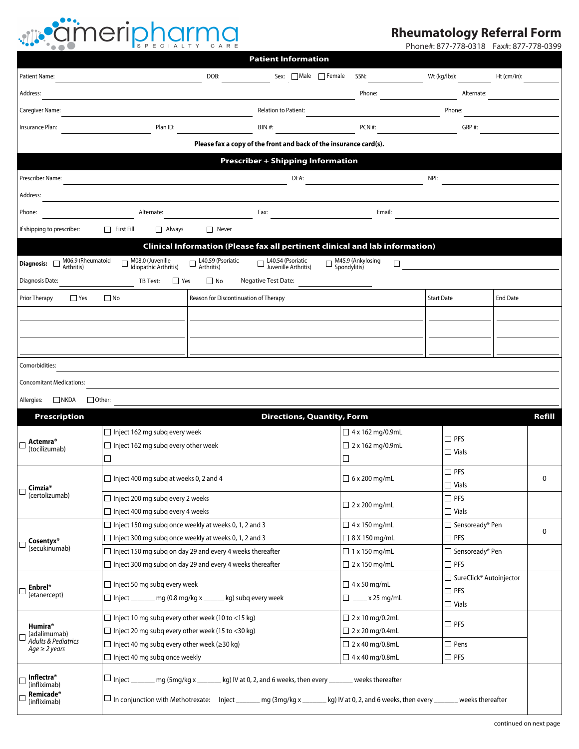# ameripharma SPECIALTY CARE

## Rheumatology Referral Form

Phone#: 877-778-0318 Fax#: 877-778-0399

### Patient Information

Patient Name: ______ DOB: ______ Sex: ☐ Male ☐ Female SSN: ______ Wt (kg/lbs): ______ Ht (cm/in): ______

Address: ______ Phone: ______ Alternate: ______

Caregiver Name: ______ Relation to Patient: ______ Phone: ______

Insurance Plan: ______ Plan ID: ______ BIN #: ______ PCN #: ______ GRP #: ______

**Please fax a copy of the front and back of the insurance card(s).**

### Prescriber + Shipping Information

Prescriber Name: ______ DEA: ______ NPI: ______

Address: ______

Phone: ______ Alternate: ______ Fax: ______ Email: ______

If shipping to prescriber: ☐ First Fill ☐ Always ☐ Never

### Clinical Information (Please fax all pertinent clinical and lab information)

**Diagnosis:** ☐ M06.9 (Rheumatoid Arthritis) ☐ M08.0 (Juvenille Idiopathic Arthritis) ☐ L40.59 (Psoriatic Arthritis) ☐ L40.54 (Psoriatic Juvenille Arthritis) ☐ M45.9 (Ankylosing Spondylitis) ☐ ______

Diagnosis Date: ______ TB Test: ☐ Yes ☐ No Negative Test Date: ______

| Prior Therapy ☐ Yes ☐ No | Reason for Discontinuation of Therapy | Start Date | End Date |
| --- | --- | --- | --- |
| | | | |
| | | | |
| | | | |

Comorbidities: ______

Concomitant Medications: ______

Allergies: ☐ NKDA ☐ Other: ______

| Prescription | Directions | Quantity | Form | Refill |
| --- | --- | --- | --- | --- |
| ☐ **Actemra®** (tocilizumab) | ☐ Inject 162 mg subq every week | ☐ 4 x 162 mg/0.9mL | ☐ PFS | |
| | ☐ Inject 162 mg subq every other week | ☐ 2 x 162 mg/0.9mL | ☐ Vials | |
| | ☐ | ☐ | | |
| ☐ **Cimzia®** (certolizumab) | ☐ Inject 400 mg subq at weeks 0, 2 and 4 | ☐ 6 x 200 mg/mL | ☐ PFS ☐ Vials | 0 |
| | ☐ Inject 200 mg subq every 2 weeks | ☐ 2 x 200 mg/mL | ☐ PFS | |
| | ☐ Inject 400 mg subq every 4 weeks | | ☐ Vials | |
| ☐ **Cosentyx®** (secukinumab) | ☐ Inject 150 mg subq once weekly at weeks 0, 1, 2 and 3 | ☐ 4 x 150 mg/mL | ☐ Sensoready® Pen | 0 |
| | ☐ Inject 300 mg subq once weekly at weeks 0, 1, 2 and 3 | ☐ 8 X 150 mg/mL | ☐ PFS | |
| | ☐ Inject 150 mg subq on day 29 and every 4 weeks thereafter | ☐ 1 x 150 mg/mL | ☐ Sensoready® Pen | |
| | ☐ Inject 300 mg subq on day 29 and every 4 weeks thereafter | ☐ 2 x 150 mg/mL | ☐ PFS | |
| ☐ **Enbrel®** (etanercept) | ☐ Inject 50 mg subq every week | ☐ 4 x 50 mg/mL | ☐ SureClick® Autoinjector ☐ PFS | |
| | ☐ Inject ______ mg (0.8 mg/kg x ______ kg) subq every week | ☐ ____ x 25 mg/mL | ☐ Vials | |
| ☐ **Humira®** (adalimumab) *Adults & Pediatrics Age ≥ 2 years* | ☐ Inject 10 mg subq every other week (10 to <15 kg) | ☐ 2 x 10 mg/0.2mL | ☐ PFS | |
| | ☐ Inject 20 mg subq every other week (15 to <30 kg) | ☐ 2 x 20 mg/0.4mL | | |
| | ☐ Inject 40 mg subq every other week (≥30 kg) | ☐ 2 x 40 mg/0.8mL | ☐ Pens | |
| | ☐ Inject 40 mg subq once weekly | ☐ 4 x 40 mg/0.8mL | ☐ PFS | |
| ☐ **Inflectra®** (infliximab) ☐ **Remicade®** (infliximab) | ☐ Inject ______ mg (5mg/kg x ______ kg) IV at 0, 2, and 6 weeks, then every ______ weeks thereafter | | | |
| | ☐ In conjunction with Methotrexate: Inject ______ mg (3mg/kg x ______ kg) IV at 0, 2, and 6 weeks, then every ______ weeks thereafter | | | |

continued on next page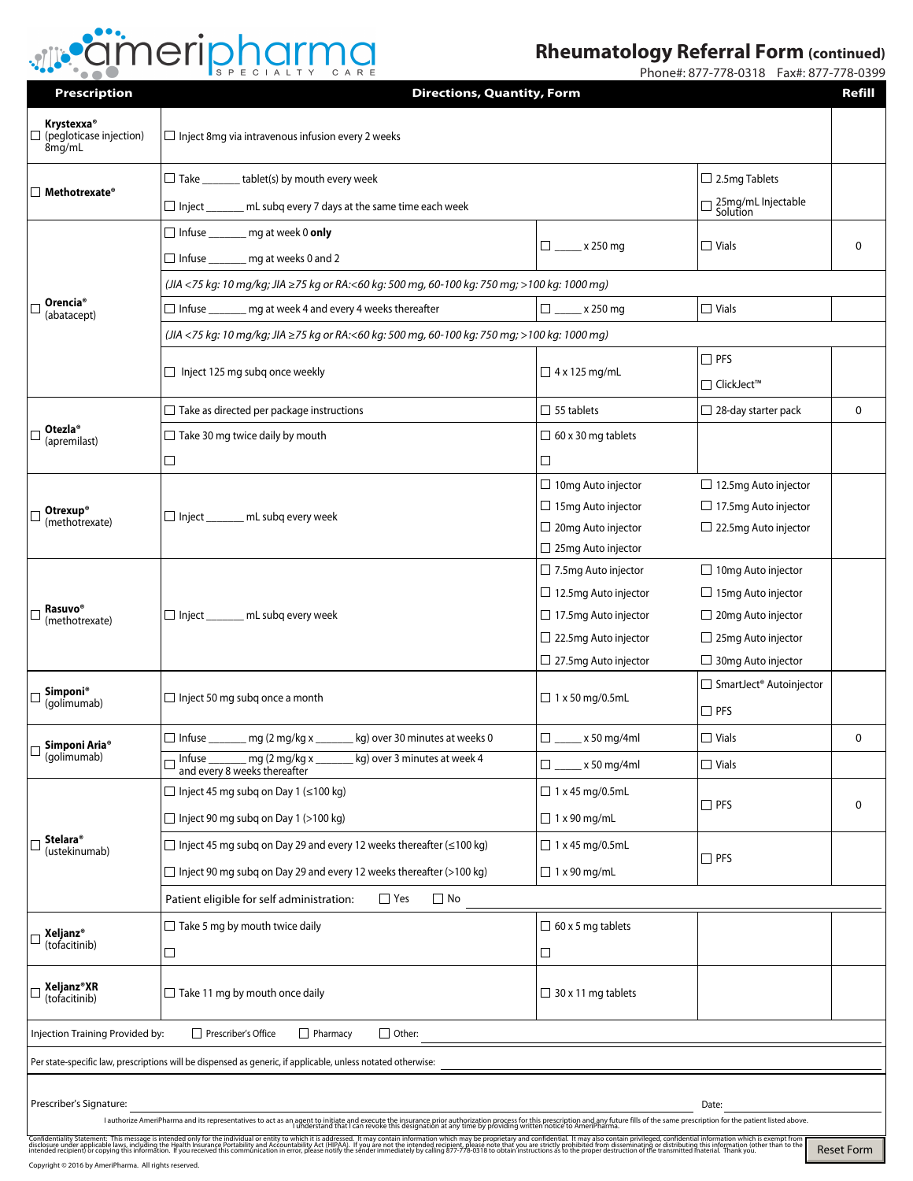# ameripharma SPECIALTY CARE

## Rheumatology Referral Form (continued)

Phone#: 877-778-0318 Fax#: 877-778-0399

| Prescription | Directions, Quantity, Form | | | Refill |
|---|---|---|---|---|
| ☐ **Krystexxa®** (pegloticase injection) 8mg/mL | ☐ Inject 8mg via intravenous infusion every 2 weeks | | | |
| ☐ **Methotrexate®** | ☐ Take _______ tablet(s) by mouth every week | | ☐ 2.5mg Tablets | |
| | ☐ Inject _______ mL subq every 7 days at the same time each week | | ☐ 25mg/mL Injectable Solution | |
| ☐ **Orencia®** (abatacept) | ☐ Infuse _______ mg at week 0 **only**<br>☐ Infuse _______ mg at weeks 0 and 2 | ☐ _____ x 250 mg | ☐ Vials | 0 |
| | *(JIA <75 kg: 10 mg/kg; JIA ≥75 kg or RA:<60 kg: 500 mg, 60-100 kg: 750 mg; >100 kg: 1000 mg)* | | | |
| | ☐ Infuse _______ mg at week 4 and every 4 weeks thereafter | ☐ _____ x 250 mg | ☐ Vials | |
| | *(JIA <75 kg: 10 mg/kg; JIA ≥75 kg or RA:<60 kg: 500 mg, 60-100 kg: 750 mg; >100 kg: 1000 mg)* | | | |
| | ☐ Inject 125 mg subq once weekly | ☐ 4 x 125 mg/mL | ☐ PFS<br>☐ ClickJect™ | |
| ☐ **Otezla®** (apremilast) | ☐ Take as directed per package instructions | ☐ 55 tablets | ☐ 28-day starter pack | 0 |
| | ☐ Take 30 mg twice daily by mouth | ☐ 60 x 30 mg tablets | | |
| | ☐ | ☐ | | |
| ☐ **Otrexup®** (methotrexate) | ☐ Inject _______ mL subq every week | ☐ 10mg Auto injector<br>☐ 15mg Auto injector<br>☐ 20mg Auto injector<br>☐ 25mg Auto injector | ☐ 12.5mg Auto injector<br>☐ 17.5mg Auto injector<br>☐ 22.5mg Auto injector | |
| ☐ **Rasuvo®** (methotrexate) | ☐ Inject _______ mL subq every week | ☐ 7.5mg Auto injector<br>☐ 12.5mg Auto injector<br>☐ 17.5mg Auto injector<br>☐ 22.5mg Auto injector<br>☐ 27.5mg Auto injector | ☐ 10mg Auto injector<br>☐ 15mg Auto injector<br>☐ 20mg Auto injector<br>☐ 25mg Auto injector<br>☐ 30mg Auto injector | |
| ☐ **Simponi®** (golimumab) | ☐ Inject 50 mg subq once a month | ☐ 1 x 50 mg/0.5mL | ☐ SmartJect® Autoinjector<br>☐ PFS | |
| ☐ **Simponi Aria®** (golimumab) | ☐ Infuse _______ mg (2 mg/kg x _______ kg) over 30 minutes at weeks 0 | ☐ _____ x 50 mg/4ml | ☐ Vials | 0 |
| | ☐ Infuse _______ mg (2 mg/kg x _______ kg) over 3 minutes at week 4 and every 8 weeks thereafter | ☐ _____ x 50 mg/4ml | ☐ Vials | |
| ☐ **Stelara®** (ustekinumab) | ☐ Inject 45 mg subq on Day 1 (≤100 kg)<br>☐ Inject 90 mg subq on Day 1 (>100 kg) | ☐ 1 x 45 mg/0.5mL<br>☐ 1 x 90 mg/mL | ☐ PFS | 0 |
| | ☐ Inject 45 mg subq on Day 29 and every 12 weeks thereafter (≤100 kg)<br>☐ Inject 90 mg subq on Day 29 and every 12 weeks thereafter (>100 kg) | ☐ 1 x 45 mg/0.5mL<br>☐ 1 x 90 mg/mL | ☐ PFS | |
| | Patient eligible for self administration: ☐ Yes ☐ No ____________ | | | |
| ☐ **Xeljanz®** (tofacitinib) | ☐ Take 5 mg by mouth twice daily | ☐ 60 x 5 mg tablets | | |
| | ☐ | ☐ | | |
| ☐ **Xeljanz®XR** (tofacitinib) | ☐ Take 11 mg by mouth once daily | ☐ 30 x 11 mg tablets | | |

Injection Training Provided by: ☐ Prescriber's Office ☐ Pharmacy ☐ Other: ____________

Per state-specific law, prescriptions will be dispensed as generic, if applicable, unless notated otherwise: ____________

Prescriber's Signature: ____________ Date: ____________

I authorize AmeriPharma and its representatives to act as an agent to initiate and execute the insurance prior authorization process for this prescription and any future fills of the same prescription for the patient listed above. I understand that I can revoke this designation at any time by providing written notice to AmeriPharma.

Confidentiality Statement: This message is intended only for the individual or entity to which it is addressed. It may contain information which may be proprietary and confidential. It may also contain privileged, confidential information which is exempt from disclosure under applicable laws, including the Health Insurance Portability and Accountability Act (HIPAA). If you are not the intended recipient, please note that you are strictly prohibited from disseminating or distributing this information (other than to the intended recipient) or copying this information. If you received this communication in error, please notify the sender immediately by calling 877-778-0318 to obtain instructions as to the proper destruction of the transmitted material. Thank you.

Reset Form

Copyright © 2016 by AmeriPharma. All rights reserved.